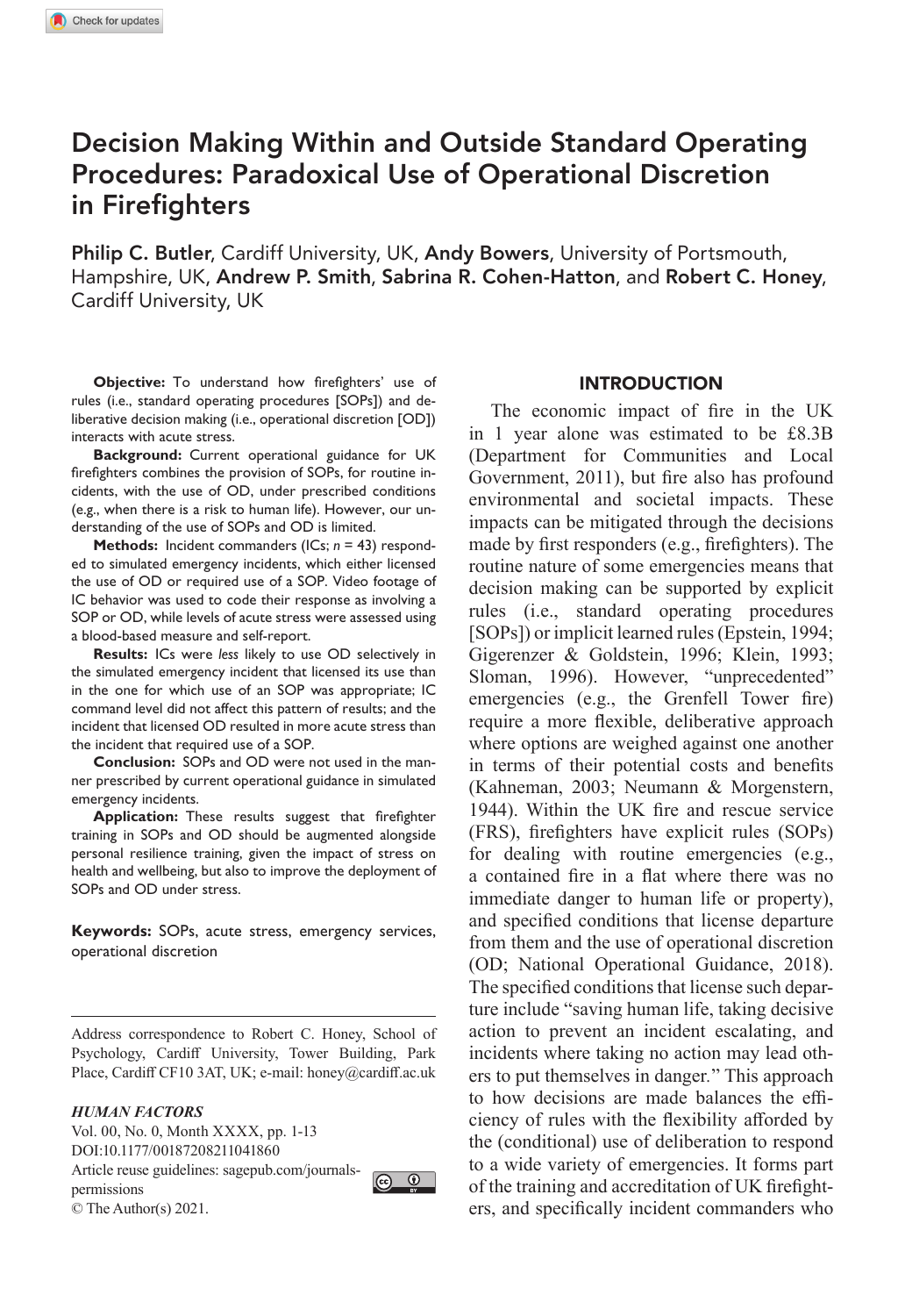# Decision Making Within and Outside Standard Operating Procedures: Paradoxical Use of Operational Discretion in Firefighters

**Philip C. Butler**, Cardiff University, UK, **Andy Bowers**, University of Portsmouth, Hampshire, UK, **Andrew P. Smith**, **Sabrina R. Cohen-Hatton**, and **Robert C. Honey**, Cardiff University, UK

**Objective:** To understand how firefighters' use of rules (i.e., standard operating procedures [SOPs]) and deliberative decision making (i.e., operational discretion [OD]) interacts with acute stress.

**Background:** Current operational guidance for UK firefighters combines the provision of SOPs, for routine incidents, with the use of OD, under prescribed conditions (e.g., when there is a risk to human life). However, our understanding of the use of SOPs and OD is limited.

**Methods:** Incident commanders (ICs; $n$ = 43) responded to simulated emergency incidents, which either licensed the use of OD or required use of a SOP. Video footage of IC behavior was used to code their response as involving a SOP or OD, while levels of acute stress were assessed using a blood-based measure and self-report.

**Results:** ICs were *less* likely to use OD selectively in the simulated emergency incident that licensed its use than in the one for which use of an SOP was appropriate; IC command level did not affect this pattern of results; and the incident that licensed OD resulted in more acute stress than the incident that required use of a SOP.

**Conclusion:** SOPs and OD were not used in the manner prescribed by current operational guidance in simulated emergency incidents.

**Application:** These results suggest that firefighter training in SOPs and OD should be augmented alongside personal resilience training, given the impact of stress on health and wellbeing, but also to improve the deployment of SOPs and OD under stress.

**Keywords:** SOPs, acute stress, emergency services, operational discretion

Address correspondence to Robert C. Honey, School of Psychology, Cardiff University, Tower Building, Park Place, Cardiff CF10 3AT, UK; e-mail: honey@cardiff.ac.uk

*HUMAN FACTORS*
Vol. 00, No. 0, Month XXXX, pp. 1-13
DOI:10.1177/00187208211041860
Article reuse guidelines: sagepub.com/journals-permissions
© The Author(s) 2021.

## INTRODUCTION

The economic impact of fire in the UK in 1 year alone was estimated to be £8.3B (Department for Communities and Local Government, 2011), but fire also has profound environmental and societal impacts. These impacts can be mitigated through the decisions made by first responders (e.g., firefighters). The routine nature of some emergencies means that decision making can be supported by explicit rules (i.e., standard operating procedures [SOPs]) or implicit learned rules (Epstein, 1994; Gigerenzer & Goldstein, 1996; Klein, 1993; Sloman, 1996). However, "unprecedented" emergencies (e.g., the Grenfell Tower fire) require a more flexible, deliberative approach where options are weighed against one another in terms of their potential costs and benefits (Kahneman, 2003; Neumann & Morgenstern, 1944). Within the UK fire and rescue service (FRS), firefighters have explicit rules (SOPs) for dealing with routine emergencies (e.g., a contained fire in a flat where there was no immediate danger to human life or property), and specified conditions that license departure from them and the use of operational discretion (OD; National Operational Guidance, 2018). The specified conditions that license such departure include "saving human life, taking decisive action to prevent an incident escalating, and incidents where taking no action may lead others to put themselves in danger." This approach to how decisions are made balances the efficiency of rules with the flexibility afforded by the (conditional) use of deliberation to respond to a wide variety of emergencies. It forms part of the training and accreditation of UK firefighters, and specifically incident commanders who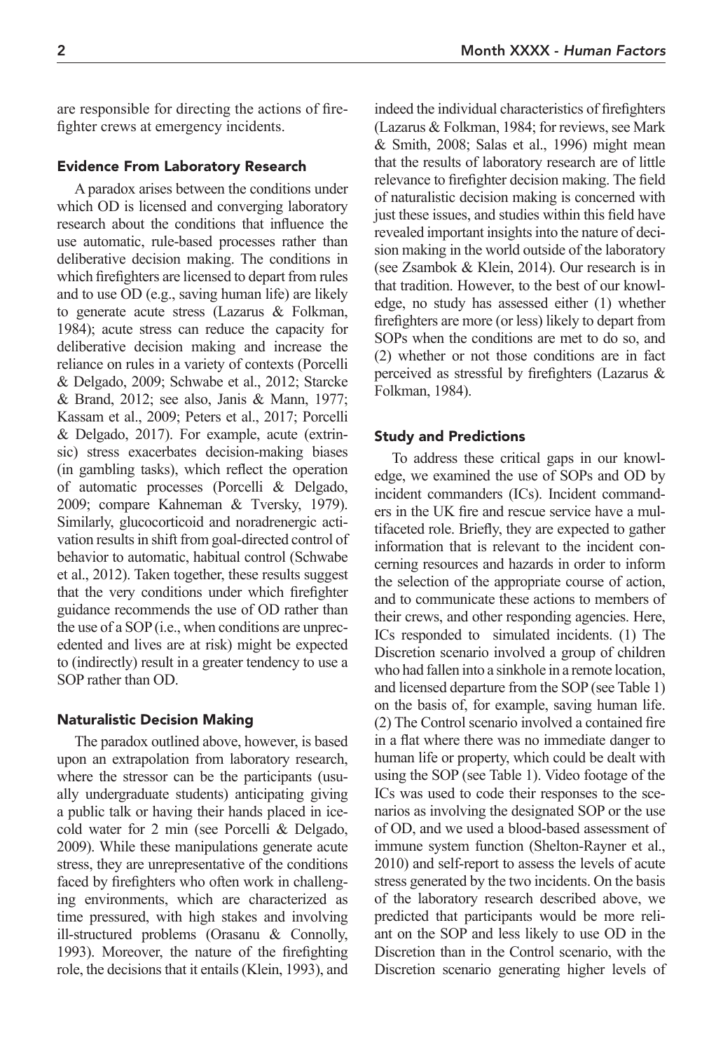are responsible for directing the actions of firefighter crews at emergency incidents.

### Evidence From Laboratory Research

A paradox arises between the conditions under which OD is licensed and converging laboratory research about the conditions that influence the use automatic, rule-based processes rather than deliberative decision making. The conditions in which firefighters are licensed to depart from rules and to use OD (e.g., saving human life) are likely to generate acute stress (Lazarus & Folkman, 1984); acute stress can reduce the capacity for deliberative decision making and increase the reliance on rules in a variety of contexts (Porcelli & Delgado, 2009; Schwabe et al., 2012; Starcke & Brand, 2012; see also, Janis & Mann, 1977; Kassam et al., 2009; Peters et al., 2017; Porcelli & Delgado, 2017). For example, acute (extrinsic) stress exacerbates decision-making biases (in gambling tasks), which reflect the operation of automatic processes (Porcelli & Delgado, 2009; compare Kahneman & Tversky, 1979). Similarly, glucocorticoid and noradrenergic activation results in shift from goal-directed control of behavior to automatic, habitual control (Schwabe et al., 2012). Taken together, these results suggest that the very conditions under which firefighter guidance recommends the use of OD rather than the use of a SOP (i.e., when conditions are unprecedented and lives are at risk) might be expected to (indirectly) result in a greater tendency to use a SOP rather than OD.

### Naturalistic Decision Making

The paradox outlined above, however, is based upon an extrapolation from laboratory research, where the stressor can be the participants (usually undergraduate students) anticipating giving a public talk or having their hands placed in ice-cold water for 2 min (see Porcelli & Delgado, 2009). While these manipulations generate acute stress, they are unrepresentative of the conditions faced by firefighters who often work in challenging environments, which are characterized as time pressured, with high stakes and involving ill-structured problems (Orasanu & Connolly, 1993). Moreover, the nature of the firefighting role, the decisions that it entails (Klein, 1993), and indeed the individual characteristics of firefighters (Lazarus & Folkman, 1984; for reviews, see Mark & Smith, 2008; Salas et al., 1996) might mean that the results of laboratory research are of little relevance to firefighter decision making. The field of naturalistic decision making is concerned with just these issues, and studies within this field have revealed important insights into the nature of decision making in the world outside of the laboratory (see Zsambok & Klein, 2014). Our research is in that tradition. However, to the best of our knowledge, no study has assessed either (1) whether firefighters are more (or less) likely to depart from SOPs when the conditions are met to do so, and (2) whether or not those conditions are in fact perceived as stressful by firefighters (Lazarus & Folkman, 1984).

### Study and Predictions

To address these critical gaps in our knowledge, we examined the use of SOPs and OD by incident commanders (ICs). Incident commanders in the UK fire and rescue service have a multifaceted role. Briefly, they are expected to gather information that is relevant to the incident concerning resources and hazards in order to inform the selection of the appropriate course of action, and to communicate these actions to members of their crews, and other responding agencies. Here, ICs responded to simulated incidents. (1) The Discretion scenario involved a group of children who had fallen into a sinkhole in a remote location, and licensed departure from the SOP (see Table 1) on the basis of, for example, saving human life. (2) The Control scenario involved a contained fire in a flat where there was no immediate danger to human life or property, which could be dealt with using the SOP (see Table 1). Video footage of the ICs was used to code their responses to the scenarios as involving the designated SOP or the use of OD, and we used a blood-based assessment of immune system function (Shelton-Rayner et al., 2010) and self-report to assess the levels of acute stress generated by the two incidents. On the basis of the laboratory research described above, we predicted that participants would be more reliant on the SOP and less likely to use OD in the Discretion than in the Control scenario, with the Discretion scenario generating higher levels of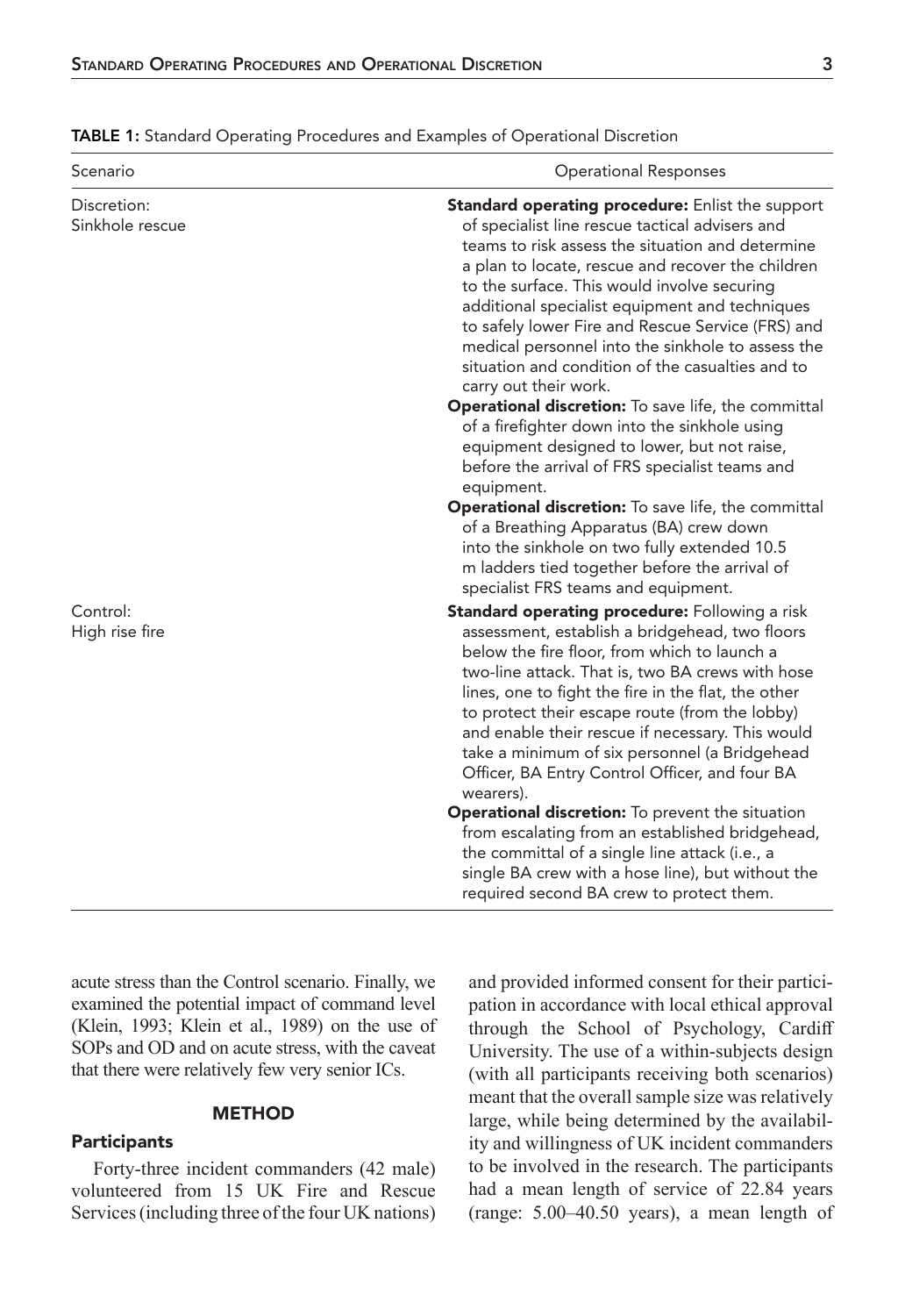**TABLE 1:** Standard Operating Procedures and Examples of Operational Discretion

| Scenario | Operational Responses |
|---|---|
| Discretion: Sinkhole rescue | **Standard operating procedure:** Enlist the support of specialist line rescue tactical advisers and teams to risk assess the situation and determine a plan to locate, rescue and recover the children to the surface. This would involve securing additional specialist equipment and techniques to safely lower Fire and Rescue Service (FRS) and medical personnel into the sinkhole to assess the situation and condition of the casualties and to carry out their work. |
| | **Operational discretion:** To save life, the committal of a firefighter down into the sinkhole using equipment designed to lower, but not raise, before the arrival of FRS specialist teams and equipment. |
| | **Operational discretion:** To save life, the committal of a Breathing Apparatus (BA) crew down into the sinkhole on two fully extended 10.5 m ladders tied together before the arrival of specialist FRS teams and equipment. |
| Control: High rise fire | **Standard operating procedure:** Following a risk assessment, establish a bridgehead, two floors below the fire floor, from which to launch a two-line attack. That is, two BA crews with hose lines, one to fight the fire in the flat, the other to protect their escape route (from the lobby) and enable their rescue if necessary. This would take a minimum of six personnel (a Bridgehead Officer, BA Entry Control Officer, and four BA wearers). |
| | **Operational discretion:** To prevent the situation from escalating from an established bridgehead, the committal of a single line attack (i.e., a single BA crew with a hose line), but without the required second BA crew to protect them. |

acute stress than the Control scenario. Finally, we examined the potential impact of command level (Klein, 1993; Klein et al., 1989) on the use of SOPs and OD and on acute stress, with the caveat that there were relatively few very senior ICs.

## METHOD

### Participants

Forty-three incident commanders (42 male) volunteered from 15 UK Fire and Rescue Services (including three of the four UK nations) and provided informed consent for their participation in accordance with local ethical approval through the School of Psychology, Cardiff University. The use of a within-subjects design (with all participants receiving both scenarios) meant that the overall sample size was relatively large, while being determined by the availability and willingness of UK incident commanders to be involved in the research. The participants had a mean length of service of 22.84 years (range: 5.00–40.50 years), a mean length of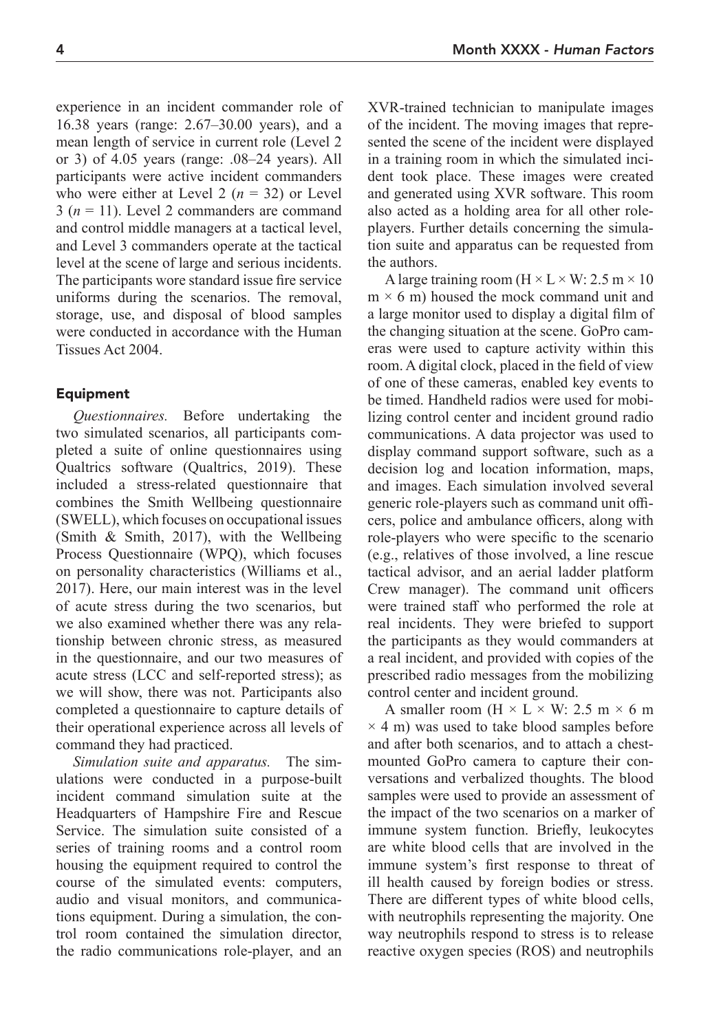experience in an incident commander role of 16.38 years (range: 2.67–30.00 years), and a mean length of service in current role (Level 2 or 3) of 4.05 years (range: .08–24 years). All participants were active incident commanders who were either at Level 2 ($n$ = 32) or Level 3 ($n$ = 11). Level 2 commanders are command and control middle managers at a tactical level, and Level 3 commanders operate at the tactical level at the scene of large and serious incidents. The participants wore standard issue fire service uniforms during the scenarios. The removal, storage, use, and disposal of blood samples were conducted in accordance with the Human Tissues Act 2004.

### Equipment

*Questionnaires.* Before undertaking the two simulated scenarios, all participants completed a suite of online questionnaires using Qualtrics software (Qualtrics, 2019). These included a stress-related questionnaire that combines the Smith Wellbeing questionnaire (SWELL), which focuses on occupational issues (Smith & Smith, 2017), with the Wellbeing Process Questionnaire (WPQ), which focuses on personality characteristics (Williams et al., 2017). Here, our main interest was in the level of acute stress during the two scenarios, but we also examined whether there was any relationship between chronic stress, as measured in the questionnaire, and our two measures of acute stress (LCC and self-reported stress); as we will show, there was not. Participants also completed a questionnaire to capture details of their operational experience across all levels of command they had practiced.

*Simulation suite and apparatus.* The simulations were conducted in a purpose-built incident command simulation suite at the Headquarters of Hampshire Fire and Rescue Service. The simulation suite consisted of a series of training rooms and a control room housing the equipment required to control the course of the simulated events: computers, audio and visual monitors, and communications equipment. During a simulation, the control room contained the simulation director, the radio communications role-player, and an XVR-trained technician to manipulate images of the incident. The moving images that represented the scene of the incident were displayed in a training room in which the simulated incident took place. These images were created and generated using XVR software. This room also acted as a holding area for all other role-players. Further details concerning the simulation suite and apparatus can be requested from the authors.

A large training room (H × L × W: 2.5 m × 10 m × 6 m) housed the mock command unit and a large monitor used to display a digital film of the changing situation at the scene. GoPro cameras were used to capture activity within this room. A digital clock, placed in the field of view of one of these cameras, enabled key events to be timed. Handheld radios were used for mobilizing control center and incident ground radio communications. A data projector was used to display command support software, such as a decision log and location information, maps, and images. Each simulation involved several generic role-players such as command unit officers, police and ambulance officers, along with role-players who were specific to the scenario (e.g., relatives of those involved, a line rescue tactical advisor, and an aerial ladder platform Crew manager). The command unit officers were trained staff who performed the role at real incidents. They were briefed to support the participants as they would commanders at a real incident, and provided with copies of the prescribed radio messages from the mobilizing control center and incident ground.

A smaller room (H × L × W: 2.5 m × 6 m × 4 m) was used to take blood samples before and after both scenarios, and to attach a chest-mounted GoPro camera to capture their conversations and verbalized thoughts. The blood samples were used to provide an assessment of the impact of the two scenarios on a marker of immune system function. Briefly, leukocytes are white blood cells that are involved in the immune system's first response to threat of ill health caused by foreign bodies or stress. There are different types of white blood cells, with neutrophils representing the majority. One way neutrophils respond to stress is to release reactive oxygen species (ROS) and neutrophils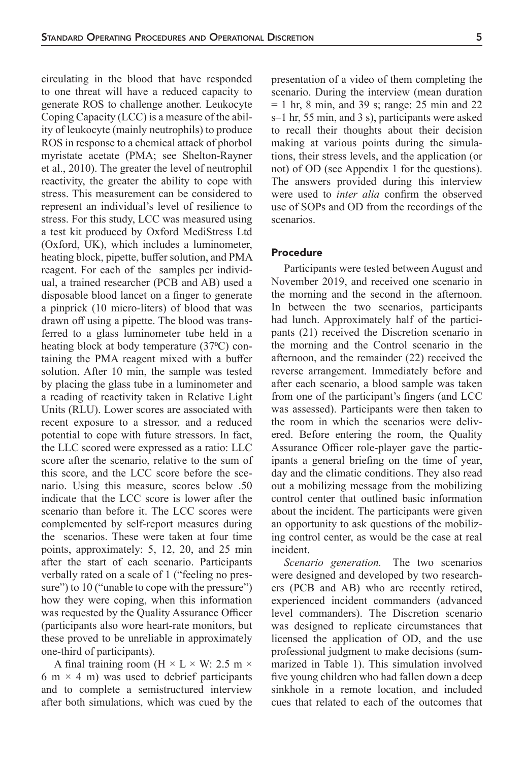circulating in the blood that have responded to one threat will have a reduced capacity to generate ROS to challenge another. Leukocyte Coping Capacity (LCC) is a measure of the ability of leukocyte (mainly neutrophils) to produce ROS in response to a chemical attack of phorbol myristate acetate (PMA; see Shelton-Rayner et al., 2010). The greater the level of neutrophil reactivity, the greater the ability to cope with stress. This measurement can be considered to represent an individual's level of resilience to stress. For this study, LCC was measured using a test kit produced by Oxford MediStress Ltd (Oxford, UK), which includes a luminometer, heating block, pipette, buffer solution, and PMA reagent. For each of the  samples per individual, a trained researcher (PCB and AB) used a disposable blood lancet on a finger to generate a pinprick (10 micro-liters) of blood that was drawn off using a pipette. The blood was transferred to a glass luminometer tube held in a heating block at body temperature (37ºC) containing the PMA reagent mixed with a buffer solution. After 10 min, the sample was tested by placing the glass tube in a luminometer and a reading of reactivity taken in Relative Light Units (RLU). Lower scores are associated with recent exposure to a stressor, and a reduced potential to cope with future stressors. In fact, the LLC scored were expressed as a ratio: LLC score after the scenario, relative to the sum of this score, and the LCC score before the scenario. Using this measure, scores below .50 indicate that the LCC score is lower after the scenario than before it. The LCC scores were complemented by self-report measures during the  scenarios. These were taken at four time points, approximately: 5, 12, 20, and 25 min after the start of each scenario. Participants verbally rated on a scale of 1 ("feeling no pressure") to 10 ("unable to cope with the pressure") how they were coping, when this information was requested by the Quality Assurance Officer (participants also wore heart-rate monitors, but these proved to be unreliable in approximately one-third of participants).

A final training room (H × L × W: 2.5 m × 6 m × 4 m) was used to debrief participants and to complete a semistructured interview after both simulations, which was cued by the presentation of a video of them completing the scenario. During the interview (mean duration = 1 hr, 8 min, and 39 s; range: 25 min and 22 s–1 hr, 55 min, and 3 s), participants were asked to recall their thoughts about their decision making at various points during the simulations, their stress levels, and the application (or not) of OD (see Appendix 1 for the questions). The answers provided during this interview were used to *inter alia* confirm the observed use of SOPs and OD from the recordings of the scenarios.

### Procedure

Participants were tested between August and November 2019, and received one scenario in the morning and the second in the afternoon. In between the two scenarios, participants had lunch. Approximately half of the participants (21) received the Discretion scenario in the morning and the Control scenario in the afternoon, and the remainder (22) received the reverse arrangement. Immediately before and after each scenario, a blood sample was taken from one of the participant's fingers (and LCC was assessed). Participants were then taken to the room in which the scenarios were delivered. Before entering the room, the Quality Assurance Officer role-player gave the participants a general briefing on the time of year, day and the climatic conditions. They also read out a mobilizing message from the mobilizing control center that outlined basic information about the incident. The participants were given an opportunity to ask questions of the mobilizing control center, as would be the case at real incident.

*Scenario generation.* The two scenarios were designed and developed by two researchers (PCB and AB) who are recently retired, experienced incident commanders (advanced level commanders). The Discretion scenario was designed to replicate circumstances that licensed the application of OD, and the use professional judgment to make decisions (summarized in Table 1). This simulation involved five young children who had fallen down a deep sinkhole in a remote location, and included cues that related to each of the outcomes that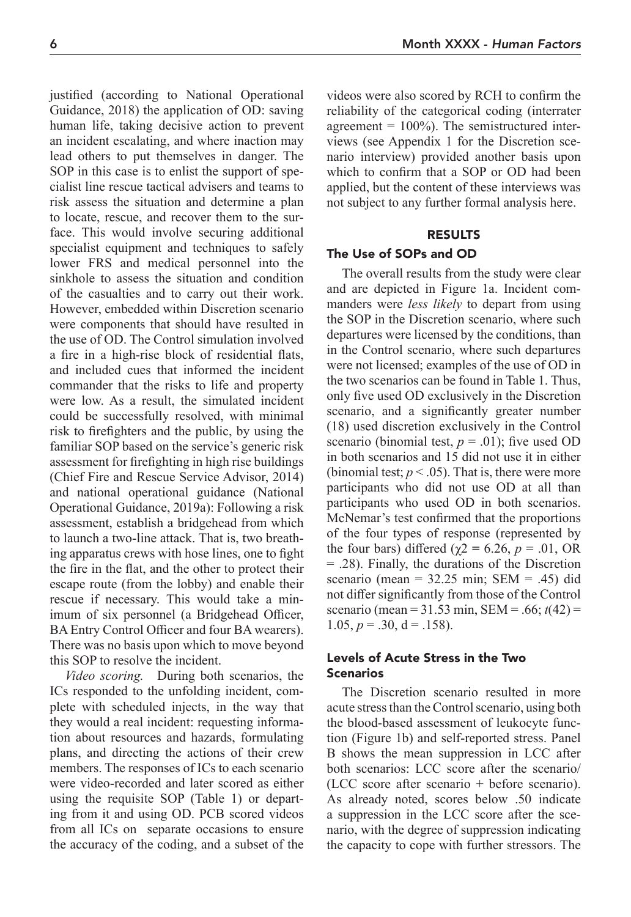justified (according to National Operational Guidance, 2018) the application of OD: saving human life, taking decisive action to prevent an incident escalating, and where inaction may lead others to put themselves in danger. The SOP in this case is to enlist the support of specialist line rescue tactical advisers and teams to risk assess the situation and determine a plan to locate, rescue, and recover them to the surface. This would involve securing additional specialist equipment and techniques to safely lower FRS and medical personnel into the sinkhole to assess the situation and condition of the casualties and to carry out their work. However, embedded within Discretion scenario were components that should have resulted in the use of OD. The Control simulation involved a fire in a high-rise block of residential flats, and included cues that informed the incident commander that the risks to life and property were low. As a result, the simulated incident could be successfully resolved, with minimal risk to firefighters and the public, by using the familiar SOP based on the service's generic risk assessment for firefighting in high rise buildings (Chief Fire and Rescue Service Advisor, 2014) and national operational guidance (National Operational Guidance, 2019a): Following a risk assessment, establish a bridgehead from which to launch a two-line attack. That is, two breathing apparatus crews with hose lines, one to fight the fire in the flat, and the other to protect their escape route (from the lobby) and enable their rescue if necessary. This would take a minimum of six personnel (a Bridgehead Officer, BA Entry Control Officer and four BA wearers). There was no basis upon which to move beyond this SOP to resolve the incident.

*Video scoring.* During both scenarios, the ICs responded to the unfolding incident, complete with scheduled injects, in the way that they would a real incident: requesting information about resources and hazards, formulating plans, and directing the actions of their crew members. The responses of ICs to each scenario were video-recorded and later scored as either using the requisite SOP (Table 1) or departing from it and using OD. PCB scored videos from all ICs on separate occasions to ensure the accuracy of the coding, and a subset of the videos were also scored by RCH to confirm the reliability of the categorical coding (interrater agreement = 100%). The semistructured interviews (see Appendix 1 for the Discretion scenario interview) provided another basis upon which to confirm that a SOP or OD had been applied, but the content of these interviews was not subject to any further formal analysis here.

## RESULTS

### The Use of SOPs and OD

The overall results from the study were clear and are depicted in Figure 1a. Incident commanders were *less likely* to depart from using the SOP in the Discretion scenario, where such departures were licensed by the conditions, than in the Control scenario, where such departures were not licensed; examples of the use of OD in the two scenarios can be found in Table 1. Thus, only five used OD exclusively in the Discretion scenario, and a significantly greater number (18) used discretion exclusively in the Control scenario (binomial test, $p = .01$); five used OD in both scenarios and 15 did not use it in either (binomial test; $p < .05$). That is, there were more participants who did not use OD at all than participants who used OD in both scenarios. McNemar's test confirmed that the proportions of the four types of response (represented by the four bars) differed ($\chi 2 = 6.26$, $p = .01$, OR $= .28$). Finally, the durations of the Discretion scenario (mean = 32.25 min; SEM = .45) did not differ significantly from those of the Control scenario (mean = 31.53 min, SEM = .66; $t(42) = 1.05$, $p = .30$, d = .158).

### Levels of Acute Stress in the Two Scenarios

The Discretion scenario resulted in more acute stress than the Control scenario, using both the blood-based assessment of leukocyte function (Figure 1b) and self-reported stress. Panel B shows the mean suppression in LCC after both scenarios: LCC score after the scenario/(LCC score after scenario + before scenario). As already noted, scores below .50 indicate a suppression in the LCC score after the scenario, with the degree of suppression indicating the capacity to cope with further stressors. The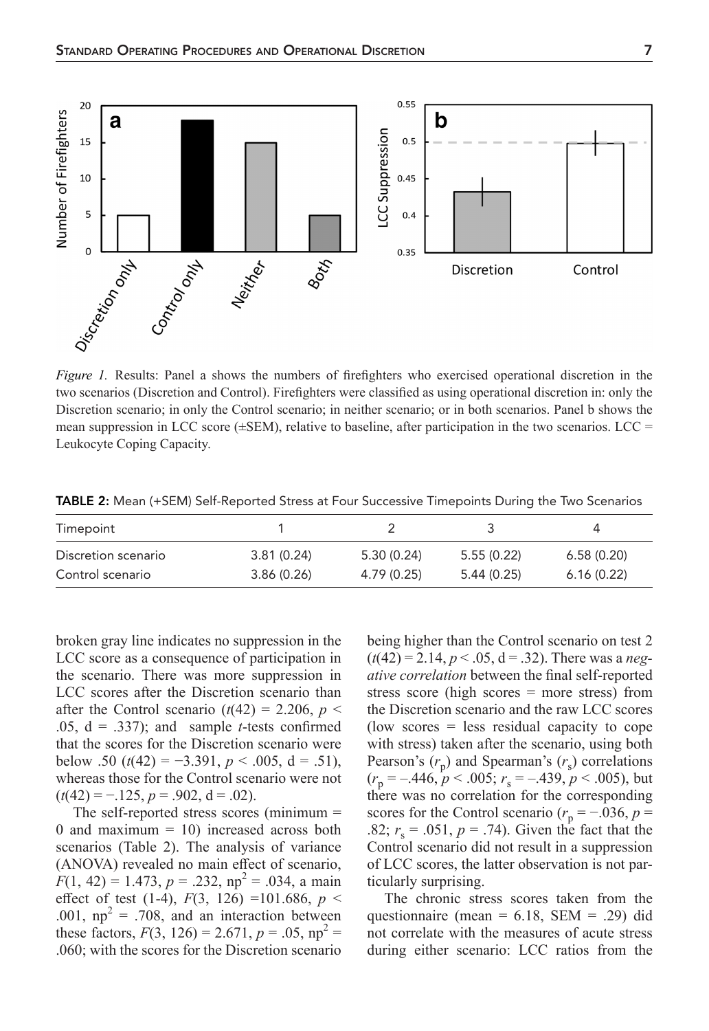*Figure 1.* Results: Panel a shows the numbers of firefighters who exercised operational discretion in the two scenarios (Discretion and Control). Firefighters were classified as using operational discretion in: only the Discretion scenario; in only the Control scenario; in neither scenario; or in both scenarios. Panel b shows the mean suppression in LCC score (±SEM), relative to baseline, after participation in the two scenarios. LCC = Leukocyte Coping Capacity.

**TABLE 2:** Mean (+SEM) Self-Reported Stress at Four Successive Timepoints During the Two Scenarios

| Timepoint | 1 | 2 | 3 | 4 |
|---|---|---|---|---|
| Discretion scenario | 3.81 (0.24) | 5.30 (0.24) | 5.55 (0.22) | 6.58 (0.20) |
| Control scenario | 3.86 (0.26) | 4.79 (0.25) | 5.44 (0.25) | 6.16 (0.22) |

broken gray line indicates no suppression in the LCC score as a consequence of participation in the scenario. There was more suppression in LCC scores after the Discretion scenario than after the Control scenario ($t(42) = 2.206$, $p < .05$, d = .337); and sample *t*-tests confirmed that the scores for the Discretion scenario were below .50 ($t(42) = -3.391$, $p < .005$, d = .51), whereas those for the Control scenario were not ($t(42) = -.125$, $p = .902$, d = .02).

The self-reported stress scores (minimum = 0 and maximum = 10) increased across both scenarios (Table 2). The analysis of variance (ANOVA) revealed no main effect of scenario, $F(1, 42) = 1.473$, $p = .232$, $\eta p^2 = .034$, a main effect of test (1-4), $F(3, 126) = 101.686$, $p < .001$, $\eta p^2 = .708$, and an interaction between these factors, $F(3, 126) = 2.671$, $p = .05$, $\eta p^2 = .060$; with the scores for the Discretion scenario being higher than the Control scenario on test 2 ($t(42) = 2.14$, $p < .05$, d = .32). There was a *negative correlation* between the final self-reported stress score (high scores = more stress) from the Discretion scenario and the raw LCC scores (low scores = less residual capacity to cope with stress) taken after the scenario, using both Pearson's ($r_p$) and Spearman's ($r_s$) correlations ($r_p = -.446$, $p < .005$; $r_s = -.439$, $p < .005$), but there was no correlation for the corresponding scores for the Control scenario ($r_p = -.036$, $p = .82$; $r_s = .051$, $p = .74$). Given the fact that the Control scenario did not result in a suppression of LCC scores, the latter observation is not particularly surprising.

The chronic stress scores taken from the questionnaire (mean = 6.18, SEM = .29) did not correlate with the measures of acute stress during either scenario: LCC ratios from the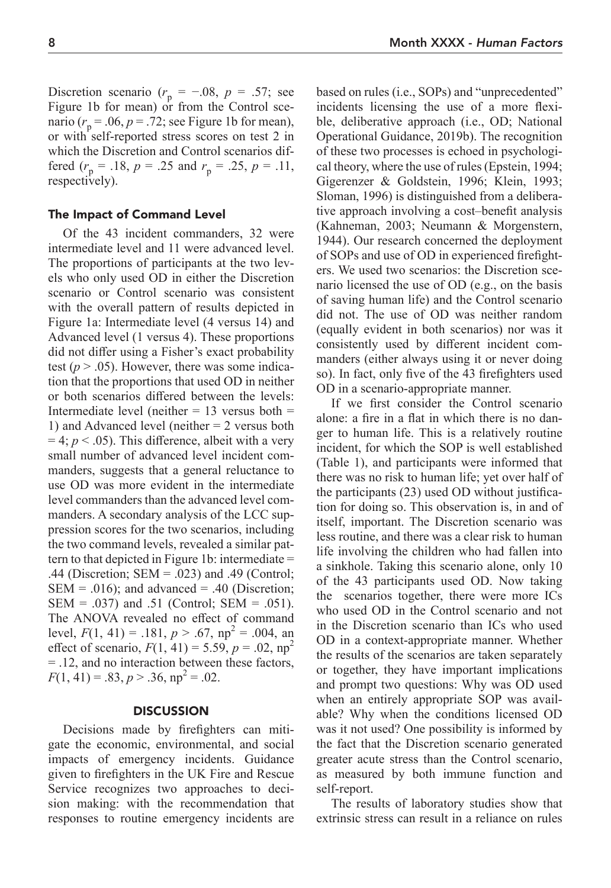Discretion scenario ($r_p = -.08$, $p = .57$; see Figure 1b for mean) or from the Control scenario ($r_p = .06$, $p = .72$; see Figure 1b for mean), or with self-reported stress scores on test 2 in which the Discretion and Control scenarios differed ($r_p = .18$, $p = .25$ and $r_p = .25$, $p = .11$, respectively).

### The Impact of Command Level

Of the 43 incident commanders, 32 were intermediate level and 11 were advanced level. The proportions of participants at the two levels who only used OD in either the Discretion scenario or Control scenario was consistent with the overall pattern of results depicted in Figure 1a: Intermediate level (4 versus 14) and Advanced level (1 versus 4). These proportions did not differ using a Fisher's exact probability test ($p > .05$). However, there was some indication that the proportions that used OD in neither or both scenarios differed between the levels: Intermediate level (neither = 13 versus both = 1) and Advanced level (neither = 2 versus both = 4; $p < .05$). This difference, albeit with a very small number of advanced level incident commanders, suggests that a general reluctance to use OD was more evident in the intermediate level commanders than the advanced level commanders. A secondary analysis of the LCC suppression scores for the two scenarios, including the two command levels, revealed a similar pattern to that depicted in Figure 1b: intermediate = .44 (Discretion; SEM = .023) and .49 (Control; SEM = .016); and advanced = .40 (Discretion; SEM = .037) and .51 (Control; SEM = .051). The ANOVA revealed no effect of command level, $F(1, 41) = .181$, $p > .67$, $np^2 = .004$, an effect of scenario, $F(1, 41) = 5.59$, $p = .02$, $np^2 = .12$, and no interaction between these factors, $F(1, 41) = .83$, $p > .36$, $np^2 = .02$.

## DISCUSSION

Decisions made by firefighters can mitigate the economic, environmental, and social impacts of emergency incidents. Guidance given to firefighters in the UK Fire and Rescue Service recognizes two approaches to decision making: with the recommendation that responses to routine emergency incidents are based on rules (i.e., SOPs) and "unprecedented" incidents licensing the use of a more flexible, deliberative approach (i.e., OD; National Operational Guidance, 2019b). The recognition of these two processes is echoed in psychological theory, where the use of rules (Epstein, 1994; Gigerenzer & Goldstein, 1996; Klein, 1993; Sloman, 1996) is distinguished from a deliberative approach involving a cost–benefit analysis (Kahneman, 2003; Neumann & Morgenstern, 1944). Our research concerned the deployment of SOPs and use of OD in experienced firefighters. We used two scenarios: the Discretion scenario licensed the use of OD (e.g., on the basis of saving human life) and the Control scenario did not. The use of OD was neither random (equally evident in both scenarios) nor was it consistently used by different incident commanders (either always using it or never doing so). In fact, only five of the 43 firefighters used OD in a scenario-appropriate manner.

If we first consider the Control scenario alone: a fire in a flat in which there is no danger to human life. This is a relatively routine incident, for which the SOP is well established (Table 1), and participants were informed that there was no risk to human life; yet over half of the participants (23) used OD without justification for doing so. This observation is, in and of itself, important. The Discretion scenario was less routine, and there was a clear risk to human life involving the children who had fallen into a sinkhole. Taking this scenario alone, only 10 of the 43 participants used OD. Now taking the scenarios together, there were more ICs who used OD in the Control scenario and not in the Discretion scenario than ICs who used OD in a context-appropriate manner. Whether the results of the scenarios are taken separately or together, they have important implications and prompt two questions: Why was OD used when an entirely appropriate SOP was available? Why when the conditions licensed OD was it not used? One possibility is informed by the fact that the Discretion scenario generated greater acute stress than the Control scenario, as measured by both immune function and self-report.

The results of laboratory studies show that extrinsic stress can result in a reliance on rules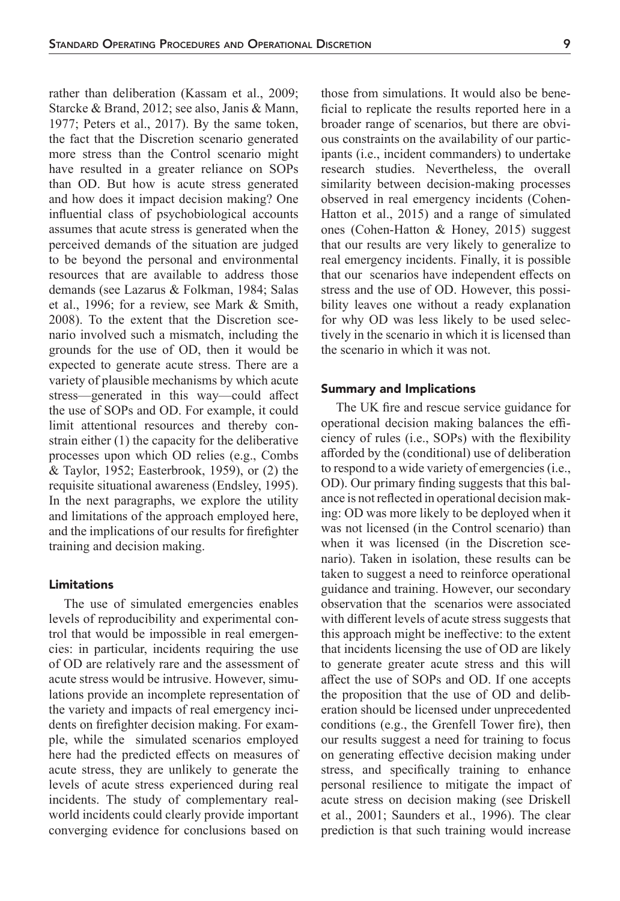rather than deliberation (Kassam et al., 2009; Starcke & Brand, 2012; see also, Janis & Mann, 1977; Peters et al., 2017). By the same token, the fact that the Discretion scenario generated more stress than the Control scenario might have resulted in a greater reliance on SOPs than OD. But how is acute stress generated and how does it impact decision making? One influential class of psychobiological accounts assumes that acute stress is generated when the perceived demands of the situation are judged to be beyond the personal and environmental resources that are available to address those demands (see Lazarus & Folkman, 1984; Salas et al., 1996; for a review, see Mark & Smith, 2008). To the extent that the Discretion scenario involved such a mismatch, including the grounds for the use of OD, then it would be expected to generate acute stress. There are a variety of plausible mechanisms by which acute stress—generated in this way—could affect the use of SOPs and OD. For example, it could limit attentional resources and thereby constrain either (1) the capacity for the deliberative processes upon which OD relies (e.g., Combs & Taylor, 1952; Easterbrook, 1959), or (2) the requisite situational awareness (Endsley, 1995). In the next paragraphs, we explore the utility and limitations of the approach employed here, and the implications of our results for firefighter training and decision making.

### Limitations

The use of simulated emergencies enables levels of reproducibility and experimental control that would be impossible in real emergencies: in particular, incidents requiring the use of OD are relatively rare and the assessment of acute stress would be intrusive. However, simulations provide an incomplete representation of the variety and impacts of real emergency incidents on firefighter decision making. For example, while the simulated scenarios employed here had the predicted effects on measures of acute stress, they are unlikely to generate the levels of acute stress experienced during real incidents. The study of complementary real-world incidents could clearly provide important converging evidence for conclusions based on those from simulations. It would also be beneficial to replicate the results reported here in a broader range of scenarios, but there are obvious constraints on the availability of our participants (i.e., incident commanders) to undertake research studies. Nevertheless, the overall similarity between decision-making processes observed in real emergency incidents (Cohen-Hatton et al., 2015) and a range of simulated ones (Cohen-Hatton & Honey, 2015) suggest that our results are very likely to generalize to real emergency incidents. Finally, it is possible that our scenarios have independent effects on stress and the use of OD. However, this possibility leaves one without a ready explanation for why OD was less likely to be used selectively in the scenario in which it is licensed than the scenario in which it was not.

### Summary and Implications

The UK fire and rescue service guidance for operational decision making balances the efficiency of rules (i.e., SOPs) with the flexibility afforded by the (conditional) use of deliberation to respond to a wide variety of emergencies (i.e., OD). Our primary finding suggests that this balance is not reflected in operational decision making: OD was more likely to be deployed when it was not licensed (in the Control scenario) than when it was licensed (in the Discretion scenario). Taken in isolation, these results can be taken to suggest a need to reinforce operational guidance and training. However, our secondary observation that the scenarios were associated with different levels of acute stress suggests that this approach might be ineffective: to the extent that incidents licensing the use of OD are likely to generate greater acute stress and this will affect the use of SOPs and OD. If one accepts the proposition that the use of OD and deliberation should be licensed under unprecedented conditions (e.g., the Grenfell Tower fire), then our results suggest a need for training to focus on generating effective decision making under stress, and specifically training to enhance personal resilience to mitigate the impact of acute stress on decision making (see Driskell et al., 2001; Saunders et al., 1996). The clear prediction is that such training would increase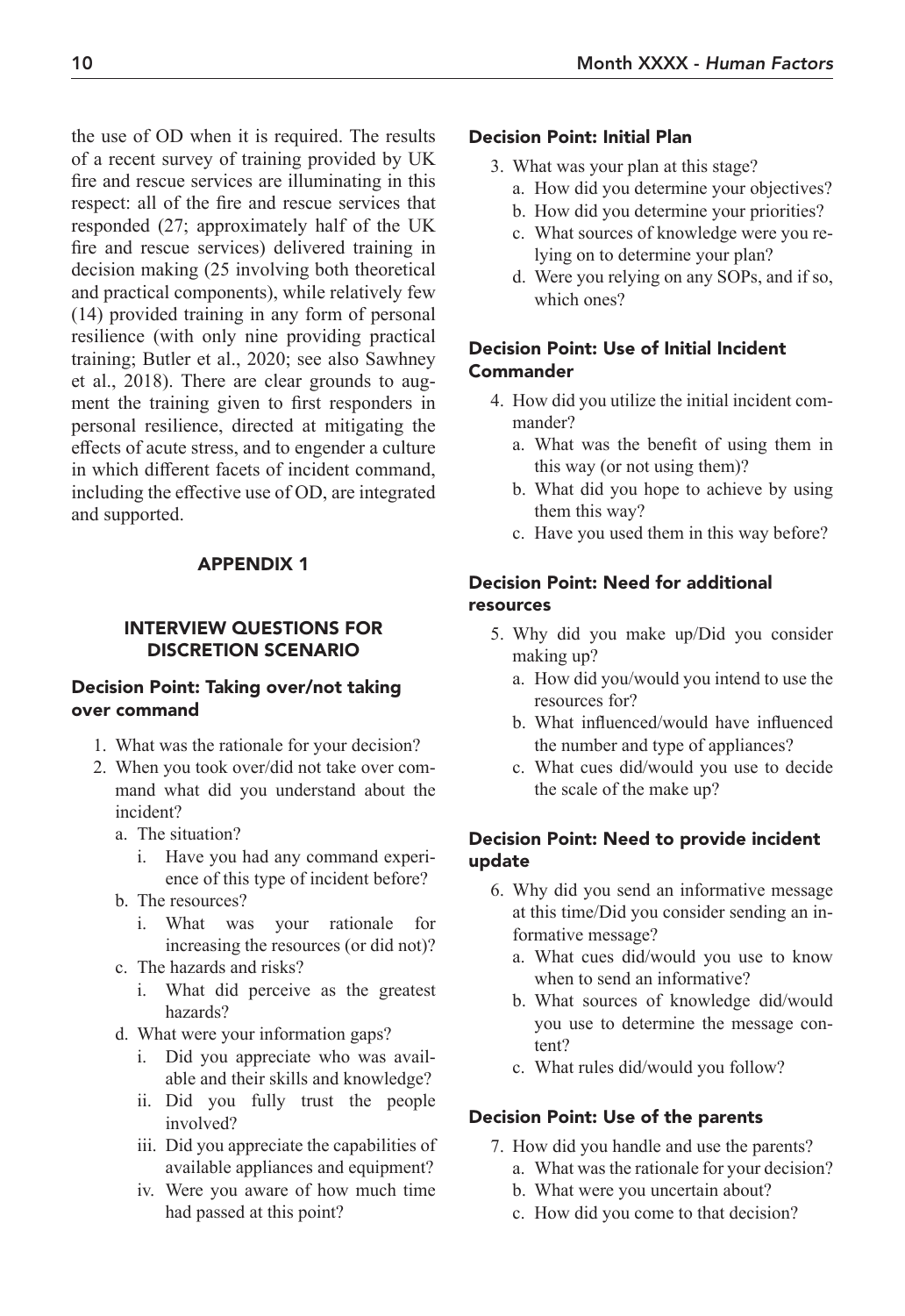the use of OD when it is required. The results of a recent survey of training provided by UK fire and rescue services are illuminating in this respect: all of the fire and rescue services that responded (27; approximately half of the UK fire and rescue services) delivered training in decision making (25 involving both theoretical and practical components), while relatively few (14) provided training in any form of personal resilience (with only nine providing practical training; Butler et al., 2020; see also Sawhney et al., 2018). There are clear grounds to augment the training given to first responders in personal resilience, directed at mitigating the effects of acute stress, and to engender a culture in which different facets of incident command, including the effective use of OD, are integrated and supported.

## APPENDIX 1

### INTERVIEW QUESTIONS FOR DISCRETION SCENARIO

#### Decision Point: Taking over/not taking over command

1. What was the rationale for your decision?
2. When you took over/did not take over command what did you understand about the incident?
   a. The situation?
      i. Have you had any command experience of this type of incident before?
   b. The resources?
      i. What was your rationale for increasing the resources (or did not)?
   c. The hazards and risks?
      i. What did perceive as the greatest hazards?
   d. What were your information gaps?
      i. Did you appreciate who was available and their skills and knowledge?
      ii. Did you fully trust the people involved?
      iii. Did you appreciate the capabilities of available appliances and equipment?
      iv. Were you aware of how much time had passed at this point?

#### Decision Point: Initial Plan

3. What was your plan at this stage?
   a. How did you determine your objectives?
   b. How did you determine your priorities?
   c. What sources of knowledge were you relying on to determine your plan?
   d. Were you relying on any SOPs, and if so, which ones?

#### Decision Point: Use of Initial Incident Commander

4. How did you utilize the initial incident commander?
   a. What was the benefit of using them in this way (or not using them)?
   b. What did you hope to achieve by using them this way?
   c. Have you used them in this way before?

#### Decision Point: Need for additional resources

5. Why did you make up/Did you consider making up?
   a. How did you/would you intend to use the resources for?
   b. What influenced/would have influenced the number and type of appliances?
   c. What cues did/would you use to decide the scale of the make up?

#### Decision Point: Need to provide incident update

6. Why did you send an informative message at this time/Did you consider sending an informative message?
   a. What cues did/would you use to know when to send an informative?
   b. What sources of knowledge did/would you use to determine the message content?
   c. What rules did/would you follow?

#### Decision Point: Use of the parents

7. How did you handle and use the parents?
   a. What was the rationale for your decision?
   b. What were you uncertain about?
   c. How did you come to that decision?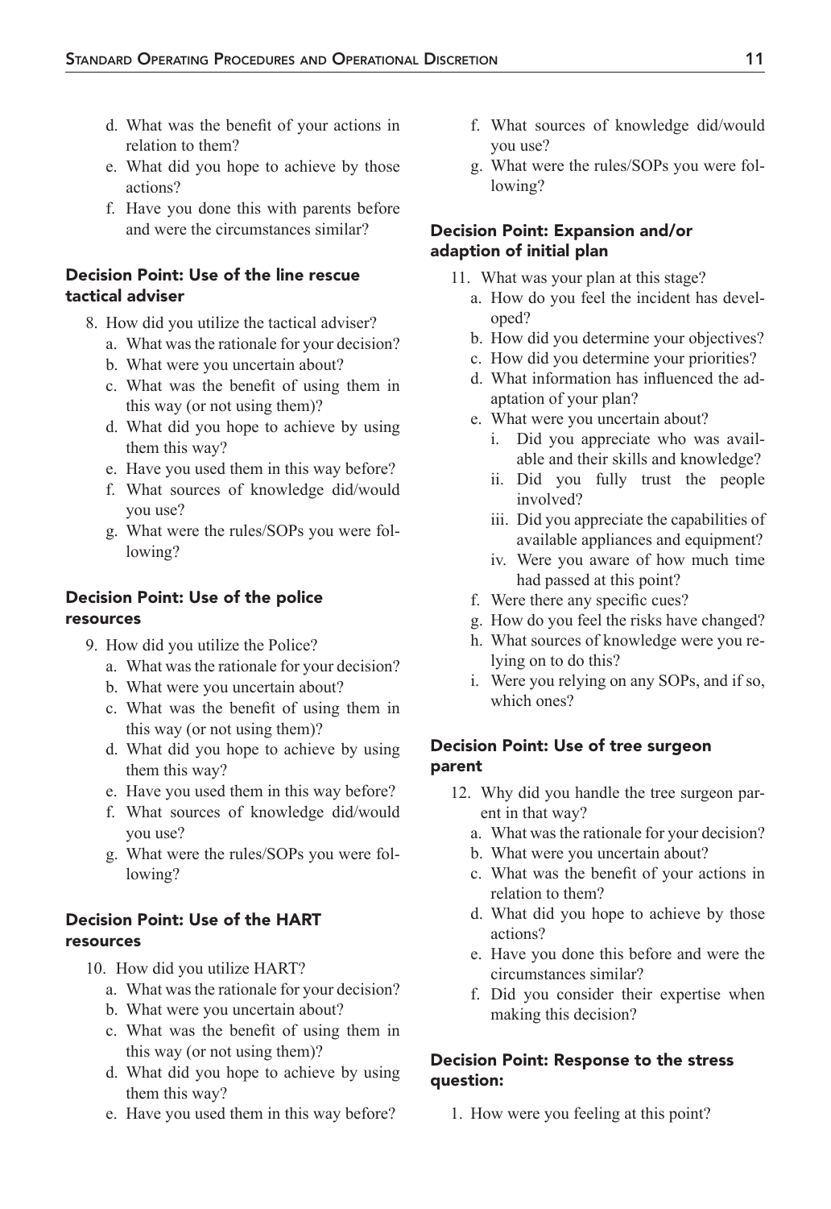d. What was the benefit of your actions in relation to them?
e. What did you hope to achieve by those actions?
f. Have you done this with parents before and were the circumstances similar?

### Decision Point: Use of the line rescue tactical adviser

8. How did you utilize the tactical adviser?
   a. What was the rationale for your decision?
   b. What were you uncertain about?
   c. What was the benefit of using them in this way (or not using them)?
   d. What did you hope to achieve by using them this way?
   e. Have you used them in this way before?
   f. What sources of knowledge did/would you use?
   g. What were the rules/SOPs you were following?

### Decision Point: Use of the police resources

9. How did you utilize the Police?
   a. What was the rationale for your decision?
   b. What were you uncertain about?
   c. What was the benefit of using them in this way (or not using them)?
   d. What did you hope to achieve by using them this way?
   e. Have you used them in this way before?
   f. What sources of knowledge did/would you use?
   g. What were the rules/SOPs you were following?

### Decision Point: Use of the HART resources

10. How did you utilize HART?
    a. What was the rationale for your decision?
    b. What were you uncertain about?
    c. What was the benefit of using them in this way (or not using them)?
    d. What did you hope to achieve by using them this way?
    e. Have you used them in this way before?
    f. What sources of knowledge did/would you use?
    g. What were the rules/SOPs you were following?

### Decision Point: Expansion and/or adaption of initial plan

11. What was your plan at this stage?
    a. How do you feel the incident has developed?
    b. How did you determine your objectives?
    c. How did you determine your priorities?
    d. What information has influenced the adaptation of your plan?
    e. What were you uncertain about?
       i. Did you appreciate who was available and their skills and knowledge?
       ii. Did you fully trust the people involved?
       iii. Did you appreciate the capabilities of available appliances and equipment?
       iv. Were you aware of how much time had passed at this point?
    f. Were there any specific cues?
    g. How do you feel the risks have changed?
    h. What sources of knowledge were you relying on to do this?
    i. Were you relying on any SOPs, and if so, which ones?

### Decision Point: Use of tree surgeon parent

12. Why did you handle the tree surgeon parent in that way?
    a. What was the rationale for your decision?
    b. What were you uncertain about?
    c. What was the benefit of your actions in relation to them?
    d. What did you hope to achieve by those actions?
    e. Have you done this before and were the circumstances similar?
    f. Did you consider their expertise when making this decision?

### Decision Point: Response to the stress question:

1. How were you feeling at this point?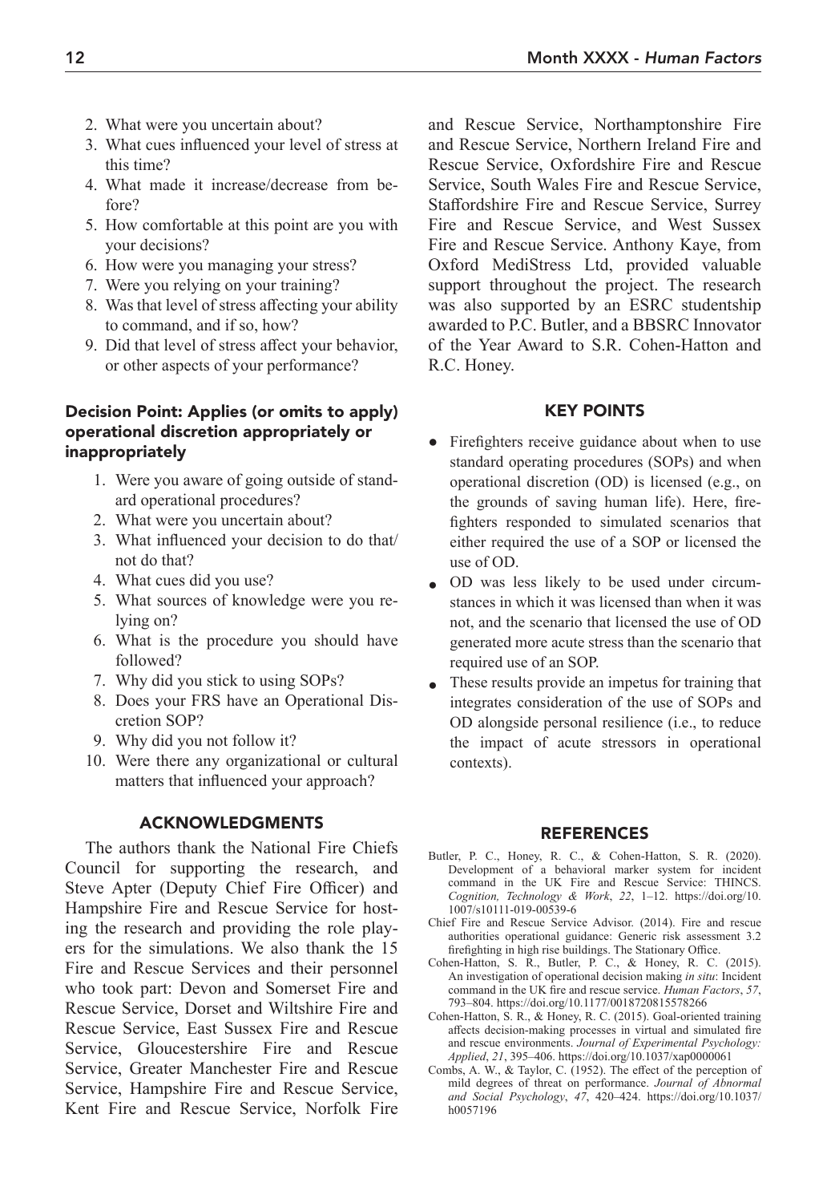2. What were you uncertain about?
3. What cues influenced your level of stress at this time?
4. What made it increase/decrease from before?
5. How comfortable at this point are you with your decisions?
6. How were you managing your stress?
7. Were you relying on your training?
8. Was that level of stress affecting your ability to command, and if so, how?
9. Did that level of stress affect your behavior, or other aspects of your performance?

### Decision Point: Applies (or omits to apply) operational discretion appropriately or inappropriately

1. Were you aware of going outside of standard operational procedures?
2. What were you uncertain about?
3. What influenced your decision to do that/not do that?
4. What cues did you use?
5. What sources of knowledge were you relying on?
6. What is the procedure you should have followed?
7. Why did you stick to using SOPs?
8. Does your FRS have an Operational Discretion SOP?
9. Why did you not follow it?
10. Were there any organizational or cultural matters that influenced your approach?

## ACKNOWLEDGMENTS

The authors thank the National Fire Chiefs Council for supporting the research, and Steve Apter (Deputy Chief Fire Officer) and Hampshire Fire and Rescue Service for hosting the research and providing the role players for the simulations. We also thank the 15 Fire and Rescue Services and their personnel who took part: Devon and Somerset Fire and Rescue Service, Dorset and Wiltshire Fire and Rescue Service, East Sussex Fire and Rescue Service, Gloucestershire Fire and Rescue Service, Greater Manchester Fire and Rescue Service, Hampshire Fire and Rescue Service, Kent Fire and Rescue Service, Norfolk Fire and Rescue Service, Northamptonshire Fire and Rescue Service, Northern Ireland Fire and Rescue Service, Oxfordshire Fire and Rescue Service, South Wales Fire and Rescue Service, Staffordshire Fire and Rescue Service, Surrey Fire and Rescue Service, and West Sussex Fire and Rescue Service. Anthony Kaye, from Oxford MediStress Ltd, provided valuable support throughout the project. The research was also supported by an ESRC studentship awarded to P.C. Butler, and a BBSRC Innovator of the Year Award to S.R. Cohen-Hatton and R.C. Honey.

## KEY POINTS

- Firefighters receive guidance about when to use standard operating procedures (SOPs) and when operational discretion (OD) is licensed (e.g., on the grounds of saving human life). Here, firefighters responded to simulated scenarios that either required the use of a SOP or licensed the use of OD.
- OD was less likely to be used under circumstances in which it was licensed than when it was not, and the scenario that licensed the use of OD generated more acute stress than the scenario that required use of an SOP.
- These results provide an impetus for training that integrates consideration of the use of SOPs and OD alongside personal resilience (i.e., to reduce the impact of acute stressors in operational contexts).

## REFERENCES

Butler, P. C., Honey, R. C., & Cohen-Hatton, S. R. (2020). Development of a behavioral marker system for incident command in the UK Fire and Rescue Service: THINCS. *Cognition, Technology & Work*, *22*, 1–12. https://doi.org/10.1007/s10111-019-00539-6

Chief Fire and Rescue Service Advisor. (2014). Fire and rescue authorities operational guidance: Generic risk assessment 3.2 firefighting in high rise buildings. The Stationary Office.

Cohen-Hatton, S. R., Butler, P. C., & Honey, R. C. (2015). An investigation of operational decision making *in situ*: Incident command in the UK fire and rescue service. *Human Factors*, *57*, 793–804. https://doi.org/10.1177/0018720815578266

Cohen-Hatton, S. R., & Honey, R. C. (2015). Goal-oriented training affects decision-making processes in virtual and simulated fire and rescue environments. *Journal of Experimental Psychology: Applied*, *21*, 395–406. https://doi.org/10.1037/xap0000061

Combs, A. W., & Taylor, C. (1952). The effect of the perception of mild degrees of threat on performance. *Journal of Abnormal and Social Psychology*, *47*, 420–424. https://doi.org/10.1037/h0057196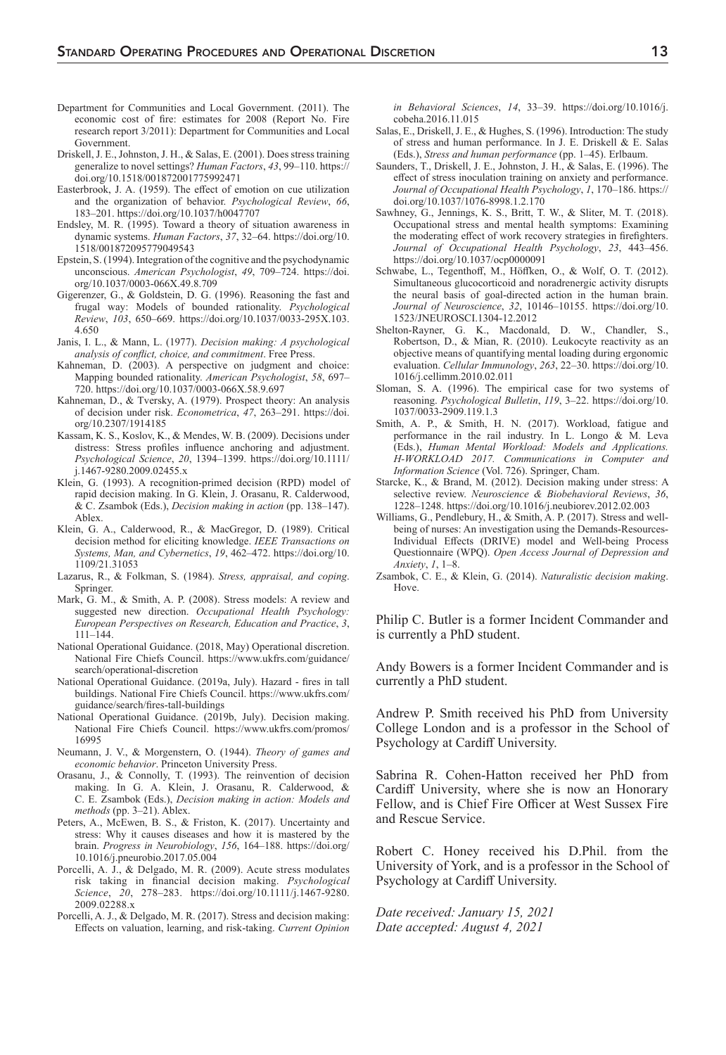Department for Communities and Local Government. (2011). The economic cost of fire: estimates for 2008 (Report No. Fire research report 3/2011): Department for Communities and Local Government.

Driskell, J. E., Johnston, J. H., & Salas, E. (2001). Does stress training generalize to novel settings? *Human Factors*, *43*, 99–110. https://doi.org/10.1518/001872001775992471

Easterbrook, J. A. (1959). The effect of emotion on cue utilization and the organization of behavior. *Psychological Review*, *66*, 183–201. https://doi.org/10.1037/h0047707

Endsley, M. R. (1995). Toward a theory of situation awareness in dynamic systems. *Human Factors*, *37*, 32–64. https://doi.org/10.1518/001872095779049543

Epstein, S. (1994). Integration of the cognitive and the psychodynamic unconscious. *American Psychologist*, *49*, 709–724. https://doi.org/10.1037/0003-066X.49.8.709

Gigerenzer, G., & Goldstein, D. G. (1996). Reasoning the fast and frugal way: Models of bounded rationality. *Psychological Review*, *103*, 650–669. https://doi.org/10.1037/0033-295X.103.4.650

Janis, I. L., & Mann, L. (1977). *Decision making: A psychological analysis of conflict, choice, and commitment*. Free Press.

Kahneman, D. (2003). A perspective on judgment and choice: Mapping bounded rationality. *American Psychologist*, *58*, 697–720. https://doi.org/10.1037/0003-066X.58.9.697

Kahneman, D., & Tversky, A. (1979). Prospect theory: An analysis of decision under risk. *Econometrica*, *47*, 263–291. https://doi.org/10.2307/1914185

Kassam, K. S., Koslov, K., & Mendes, W. B. (2009). Decisions under distress: Stress profiles influence anchoring and adjustment. *Psychological Science*, *20*, 1394–1399. https://doi.org/10.1111/j.1467-9280.2009.02455.x

Klein, G. (1993). A recognition-primed decision (RPD) model of rapid decision making. In G. Klein, J. Orasanu, R. Calderwood, & C. Zsambok (Eds.), *Decision making in action* (pp. 138–147). Ablex.

Klein, G. A., Calderwood, R., & MacGregor, D. (1989). Critical decision method for eliciting knowledge. *IEEE Transactions on Systems, Man, and Cybernetics*, *19*, 462–472. https://doi.org/10.1109/21.31053

Lazarus, R., & Folkman, S. (1984). *Stress, appraisal, and coping*. Springer.

Mark, G. M., & Smith, A. P. (2008). Stress models: A review and suggested new direction. *Occupational Health Psychology: European Perspectives on Research, Education and Practice*, *3*, 111–144.

National Operational Guidance. (2018, May) Operational discretion. National Fire Chiefs Council. https://www.ukfrs.com/guidance/search/operational-discretion

National Operational Guidance. (2019a, July). Hazard - fires in tall buildings. National Fire Chiefs Council. https://www.ukfrs.com/guidance/search/fires-tall-buildings

National Operational Guidance. (2019b, July). Decision making. National Fire Chiefs Council. https://www.ukfrs.com/promos/16995

Neumann, J. V., & Morgenstern, O. (1944). *Theory of games and economic behavior*. Princeton University Press.

Orasanu, J., & Connolly, T. (1993). The reinvention of decision making. In G. A. Klein, J. Orasanu, R. Calderwood, & C. E. Zsambok (Eds.), *Decision making in action: Models and methods* (pp. 3–21). Ablex.

Peters, A., McEwen, B. S., & Friston, K. (2017). Uncertainty and stress: Why it causes diseases and how it is mastered by the brain. *Progress in Neurobiology*, *156*, 164–188. https://doi.org/10.1016/j.pneurobio.2017.05.004

Porcelli, A. J., & Delgado, M. R. (2009). Acute stress modulates risk taking in financial decision making. *Psychological Science*, *20*, 278–283. https://doi.org/10.1111/j.1467-9280.2009.02288.x

Porcelli, A. J., & Delgado, M. R. (2017). Stress and decision making: Effects on valuation, learning, and risk-taking. *Current Opinion in Behavioral Sciences*, *14*, 33–39. https://doi.org/10.1016/j.cobeha.2016.11.015

Salas, E., Driskell, J. E., & Hughes, S. (1996). Introduction: The study of stress and human performance. In J. E. Driskell & E. Salas (Eds.), *Stress and human performance* (pp. 1–45). Erlbaum.

Saunders, T., Driskell, J. E., Johnston, J. H., & Salas, E. (1996). The effect of stress inoculation training on anxiety and performance. *Journal of Occupational Health Psychology*, *1*, 170–186. https://doi.org/10.1037/1076-8998.1.2.170

Sawhney, G., Jennings, K. S., Britt, T. W., & Sliter, M. T. (2018). Occupational stress and mental health symptoms: Examining the moderating effect of work recovery strategies in firefighters. *Journal of Occupational Health Psychology*, *23*, 443–456. https://doi.org/10.1037/ocp0000091

Schwabe, L., Tegenthoff, M., Höffken, O., & Wolf, O. T. (2012). Simultaneous glucocorticoid and noradrenergic activity disrupts the neural basis of goal-directed action in the human brain. *Journal of Neuroscience*, *32*, 10146–10155. https://doi.org/10.1523/JNEUROSCI.1304-12.2012

Shelton-Rayner, G. K., Macdonald, D. W., Chandler, S., Robertson, D., & Mian, R. (2010). Leukocyte reactivity as an objective means of quantifying mental loading during ergonomic evaluation. *Cellular Immunology*, *263*, 22–30. https://doi.org/10.1016/j.cellimm.2010.02.011

Sloman, S. A. (1996). The empirical case for two systems of reasoning. *Psychological Bulletin*, *119*, 3–22. https://doi.org/10.1037/0033-2909.119.1.3

Smith, A. P., & Smith, H. N. (2017). Workload, fatigue and performance in the rail industry. In L. Longo & M. Leva (Eds.), *Human Mental Workload: Models and Applications. H-WORKLOAD 2017. Communications in Computer and Information Science* (Vol. 726). Springer, Cham.

Starcke, K., & Brand, M. (2012). Decision making under stress: A selective review. *Neuroscience & Biobehavioral Reviews*, *36*, 1228–1248. https://doi.org/10.1016/j.neubiorev.2012.02.003

Williams, G., Pendlebury, H., & Smith, A. P. (2017). Stress and well-being of nurses: An investigation using the Demands-Resources-Individual Effects (DRIVE) model and Well-being Process Questionnaire (WPQ). *Open Access Journal of Depression and Anxiety*, *1*, 1–8.

Zsambok, C. E., & Klein, G. (2014). *Naturalistic decision making*. Hove.

Philip C. Butler is a former Incident Commander and is currently a PhD student.

Andy Bowers is a former Incident Commander and is currently a PhD student.

Andrew P. Smith received his PhD from University College London and is a professor in the School of Psychology at Cardiff University.

Sabrina R. Cohen-Hatton received her PhD from Cardiff University, where she is now an Honorary Fellow, and is Chief Fire Officer at West Sussex Fire and Rescue Service.

Robert C. Honey received his D.Phil. from the University of York, and is a professor in the School of Psychology at Cardiff University.

*Date received: January 15, 2021*
*Date accepted: August 4, 2021*